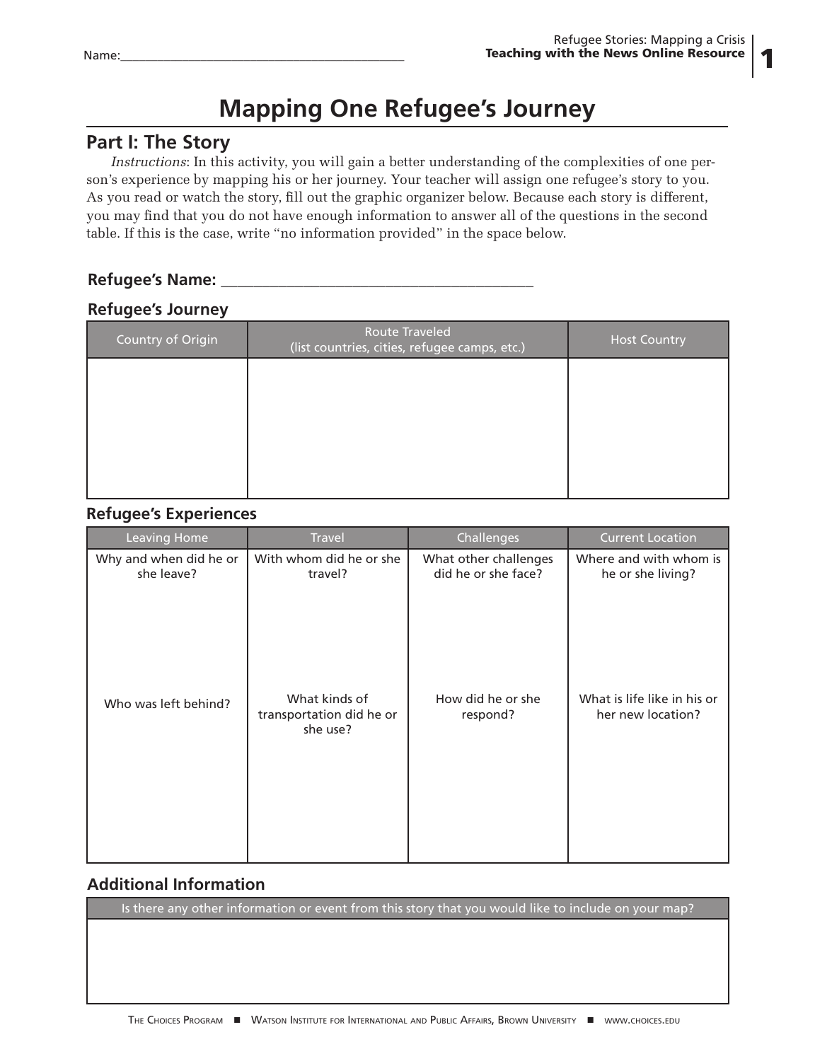Name:_______________________________________________

# Mapping One Refugee's Journey

## Part I: The Story

*Instructions*: In this activity, you will gain a better understanding of the complexities of one person's experience by mapping his or her journey. Your teacher will assign one refugee's story to you. As you read or watch the story, fill out the graphic organizer below. Because each story is different, you may find that you do not have enough information to answer all of the questions in the second table. If this is the case, write "no information provided" in the space below.

**Refugee's Name:** ___________________________________________

### Refugee's Journey

| Country of Origin | Route Traveled (list countries, cities, refugee camps, etc.) | Host Country |
|---|---|---|
| | | |

### Refugee's Experiences

| Leaving Home | Travel | Challenges | Current Location |
|---|---|---|---|
| Why and when did he or she leave? | With whom did he or she travel? | What other challenges did he or she face? | Where and with whom is he or she living? |
| Who was left behind? | What kinds of transportation did he or she use? | How did he or she respond? | What is life like in his or her new location? |

### Additional Information

| Is there any other information or event from this story that you would like to include on your map? |
|---|
| |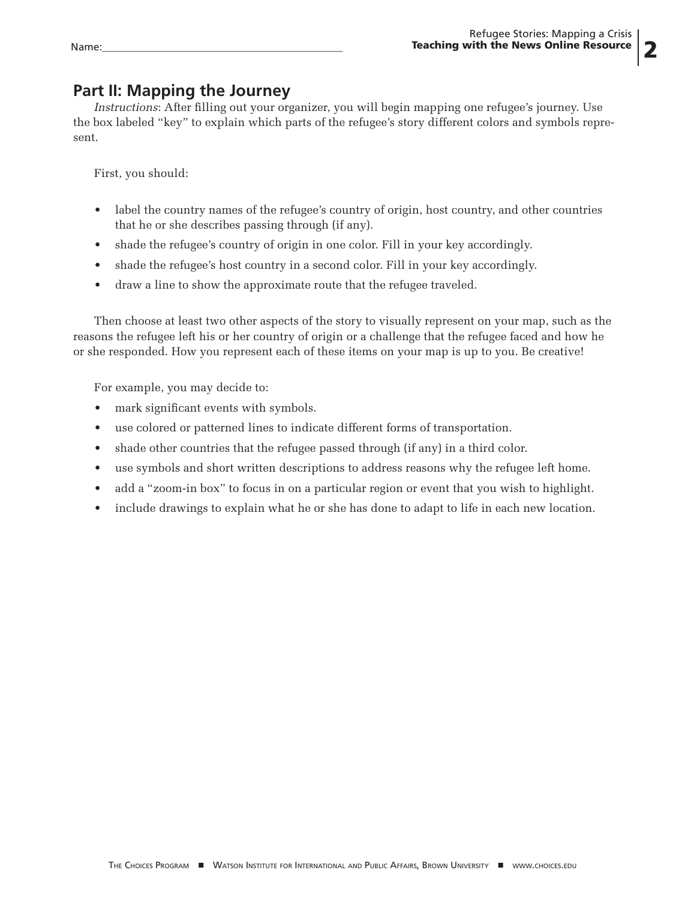Name:_______________________________________________

## Part II: Mapping the Journey

*Instructions*: After filling out your organizer, you will begin mapping one refugee's journey. Use the box labeled "key" to explain which parts of the refugee's story different colors and symbols represent.

First, you should:

- label the country names of the refugee's country of origin, host country, and other countries that he or she describes passing through (if any).
- shade the refugee's country of origin in one color. Fill in your key accordingly.
- shade the refugee's host country in a second color. Fill in your key accordingly.
- draw a line to show the approximate route that the refugee traveled.

Then choose at least two other aspects of the story to visually represent on your map, such as the reasons the refugee left his or her country of origin or a challenge that the refugee faced and how he or she responded. How you represent each of these items on your map is up to you. Be creative!

For example, you may decide to:

- mark significant events with symbols.
- use colored or patterned lines to indicate different forms of transportation.
- shade other countries that the refugee passed through (if any) in a third color.
- use symbols and short written descriptions to address reasons why the refugee left home.
- add a "zoom-in box" to focus in on a particular region or event that you wish to highlight.
- include drawings to explain what he or she has done to adapt to life in each new location.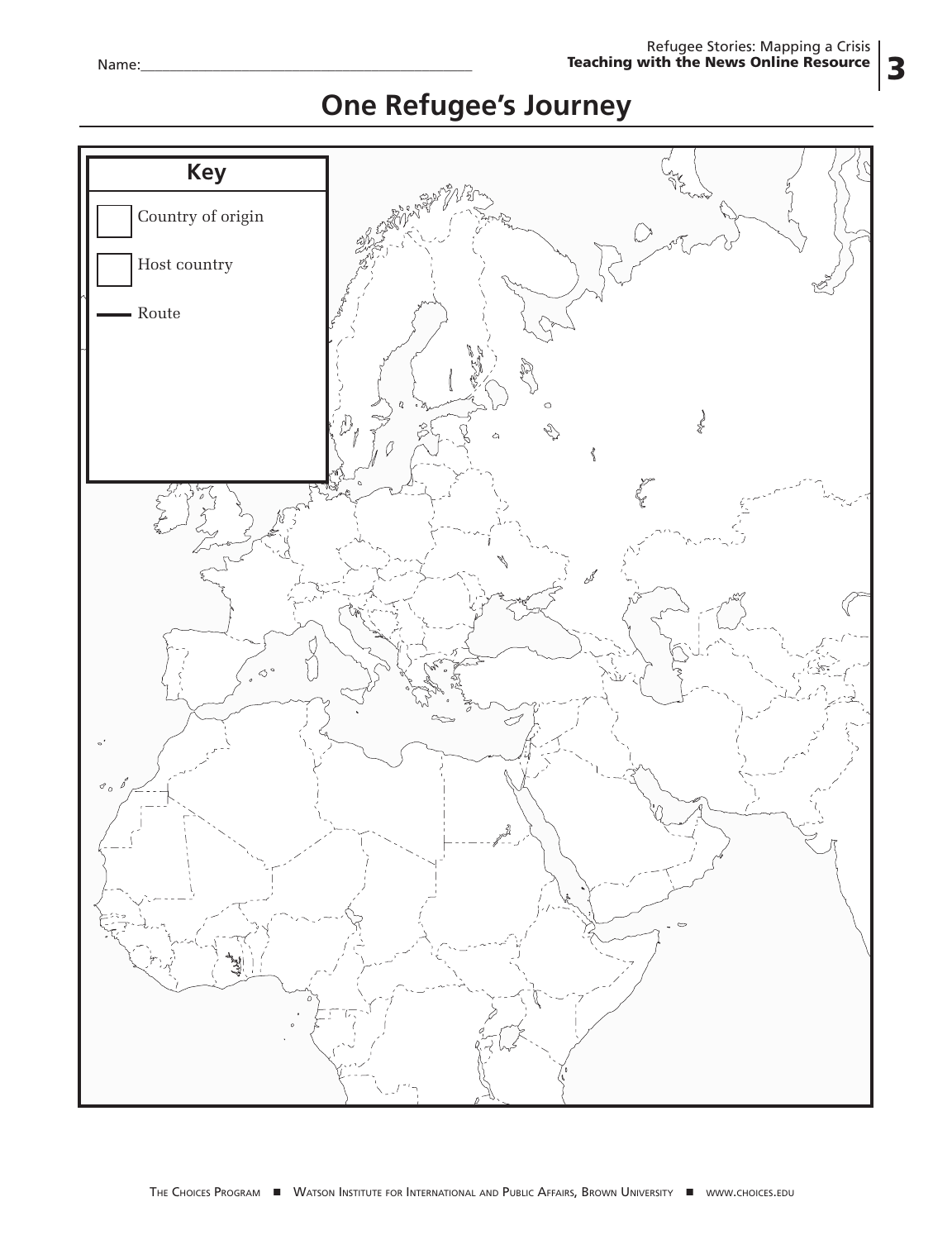Name:_______________________________________________

# One Refugee's Journey

**Key**

Country of origin

Host country

Route